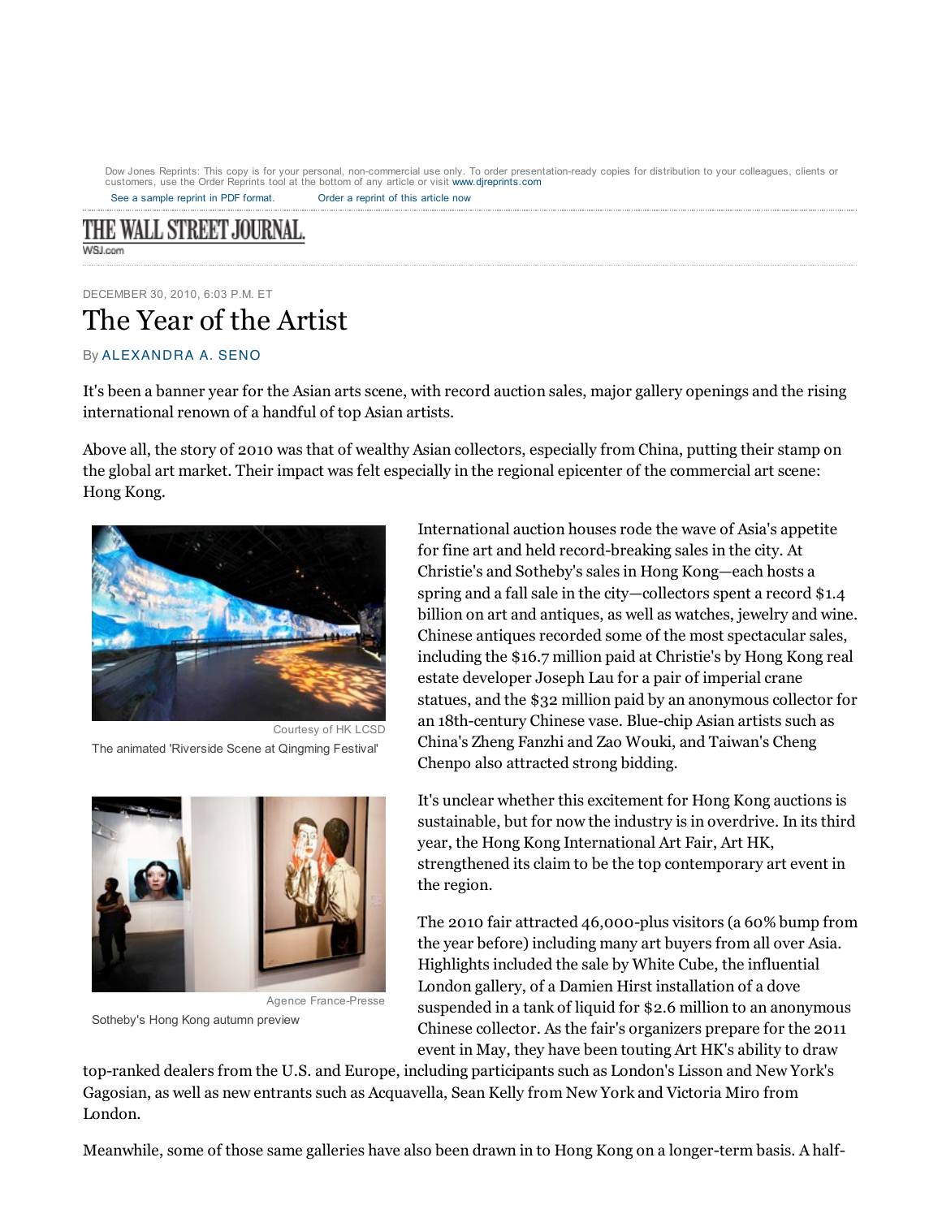Dow Jones Reprints: This copy is for your personal, non-commercial use only. To order presentation-ready copies for distribution to your colleagues, clients or customers, use the Order Reprints tool at the bottom of any article or visit www.djreprints.com

See a sample reprint in PDF format. Order a reprint of this article now

THE WALL STREET JOURNAL.
WSJ.com

DECEMBER 30, 2010, 6:03 P.M. ET

# The Year of the Artist

By ALEXANDRA A. SENO

It's been a banner year for the Asian arts scene, with record auction sales, major gallery openings and the rising international renown of a handful of top Asian artists.

Above all, the story of 2010 was that of wealthy Asian collectors, especially from China, putting their stamp on the global art market. Their impact was felt especially in the regional epicenter of the commercial art scene: Hong Kong.

Courtesy of HK LCSD
The animated 'Riverside Scene at Qingming Festival'

Agence France-Presse
Sotheby's Hong Kong autumn preview

International auction houses rode the wave of Asia's appetite for fine art and held record-breaking sales in the city. At Christie's and Sotheby's sales in Hong Kong—each hosts a spring and a fall sale in the city—collectors spent a record $1.4 billion on art and antiques, as well as watches, jewelry and wine. Chinese antiques recorded some of the most spectacular sales, including the $16.7 million paid at Christie's by Hong Kong real estate developer Joseph Lau for a pair of imperial crane statues, and the $32 million paid by an anonymous collector for an 18th-century Chinese vase. Blue-chip Asian artists such as China's Zheng Fanzhi and Zao Wouki, and Taiwan's Cheng Chenpo also attracted strong bidding.

It's unclear whether this excitement for Hong Kong auctions is sustainable, but for now the industry is in overdrive. In its third year, the Hong Kong International Art Fair, Art HK, strengthened its claim to be the top contemporary art event in the region.

The 2010 fair attracted 46,000-plus visitors (a 60% bump from the year before) including many art buyers from all over Asia. Highlights included the sale by White Cube, the influential London gallery, of a Damien Hirst installation of a dove suspended in a tank of liquid for $2.6 million to an anonymous Chinese collector. As the fair's organizers prepare for the 2011 event in May, they have been touting Art HK's ability to draw top-ranked dealers from the U.S. and Europe, including participants such as London's Lisson and New York's Gagosian, as well as new entrants such as Acquavella, Sean Kelly from New York and Victoria Miro from London.

Meanwhile, some of those same galleries have also been drawn in to Hong Kong on a longer-term basis. A half-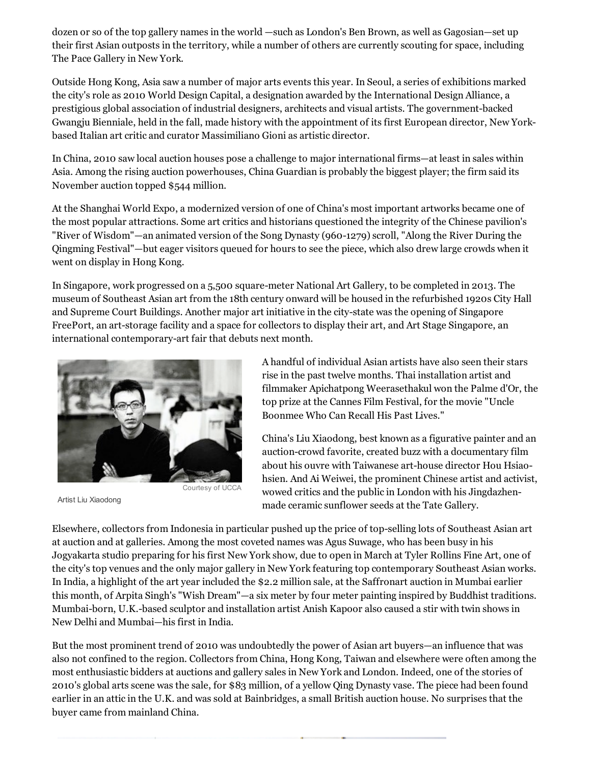dozen or so of the top gallery names in the world —such as London's Ben Brown, as well as Gagosian—set up their first Asian outposts in the territory, while a number of others are currently scouting for space, including The Pace Gallery in New York.

Outside Hong Kong, Asia saw a number of major arts events this year. In Seoul, a series of exhibitions marked the city's role as 2010 World Design Capital, a designation awarded by the International Design Alliance, a prestigious global association of industrial designers, architects and visual artists. The government-backed Gwangju Bienniale, held in the fall, made history with the appointment of its first European director, New York-based Italian art critic and curator Massimiliano Gioni as artistic director.

In China, 2010 saw local auction houses pose a challenge to major international firms—at least in sales within Asia. Among the rising auction powerhouses, China Guardian is probably the biggest player; the firm said its November auction topped $544 million.

At the Shanghai World Expo, a modernized version of one of China's most important artworks became one of the most popular attractions. Some art critics and historians questioned the integrity of the Chinese pavilion's "River of Wisdom"—an animated version of the Song Dynasty (960-1279) scroll, "Along the River During the Qingming Festival"—but eager visitors queued for hours to see the piece, which also drew large crowds when it went on display in Hong Kong.

In Singapore, work progressed on a 5,500 square-meter National Art Gallery, to be completed in 2013. The museum of Southeast Asian art from the 18th century onward will be housed in the refurbished 1920s City Hall and Supreme Court Buildings. Another major art initiative in the city-state was the opening of Singapore FreePort, an art-storage facility and a space for collectors to display their art, and Art Stage Singapore, an international contemporary-art fair that debuts next month.

Courtesy of UCCA

Artist Liu Xiaodong

A handful of individual Asian artists have also seen their stars rise in the past twelve months. Thai installation artist and filmmaker Apichatpong Weerasethakul won the Palme d'Or, the top prize at the Cannes Film Festival, for the movie "Uncle Boonmee Who Can Recall His Past Lives."

China's Liu Xiaodong, best known as a figurative painter and an auction-crowd favorite, created buzz with a documentary film about his ouvre with Taiwanese art-house director Hou Hsiao-hsien. And Ai Weiwei, the prominent Chinese artist and activist, wowed critics and the public in London with his Jingdazhen-made ceramic sunflower seeds at the Tate Gallery.

Elsewhere, collectors from Indonesia in particular pushed up the price of top-selling lots of Southeast Asian art at auction and at galleries. Among the most coveted names was Agus Suwage, who has been busy in his Jogyakarta studio preparing for his first New York show, due to open in March at Tyler Rollins Fine Art, one of the city's top venues and the only major gallery in New York featuring top contemporary Southeast Asian works. In India, a highlight of the art year included the $2.2 million sale, at the Saffronart auction in Mumbai earlier this month, of Arpita Singh's "Wish Dream"—a six meter by four meter painting inspired by Buddhist traditions. Mumbai-born, U.K.-based sculptor and installation artist Anish Kapoor also caused a stir with twin shows in New Delhi and Mumbai—his first in India.

But the most prominent trend of 2010 was undoubtedly the power of Asian art buyers—an influence that was also not confined to the region. Collectors from China, Hong Kong, Taiwan and elsewhere were often among the most enthusiastic bidders at auctions and gallery sales in New York and London. Indeed, one of the stories of 2010's global arts scene was the sale, for $83 million, of a yellow Qing Dynasty vase. The piece had been found earlier in an attic in the U.K. and was sold at Bainbridges, a small British auction house. No surprises that the buyer came from mainland China.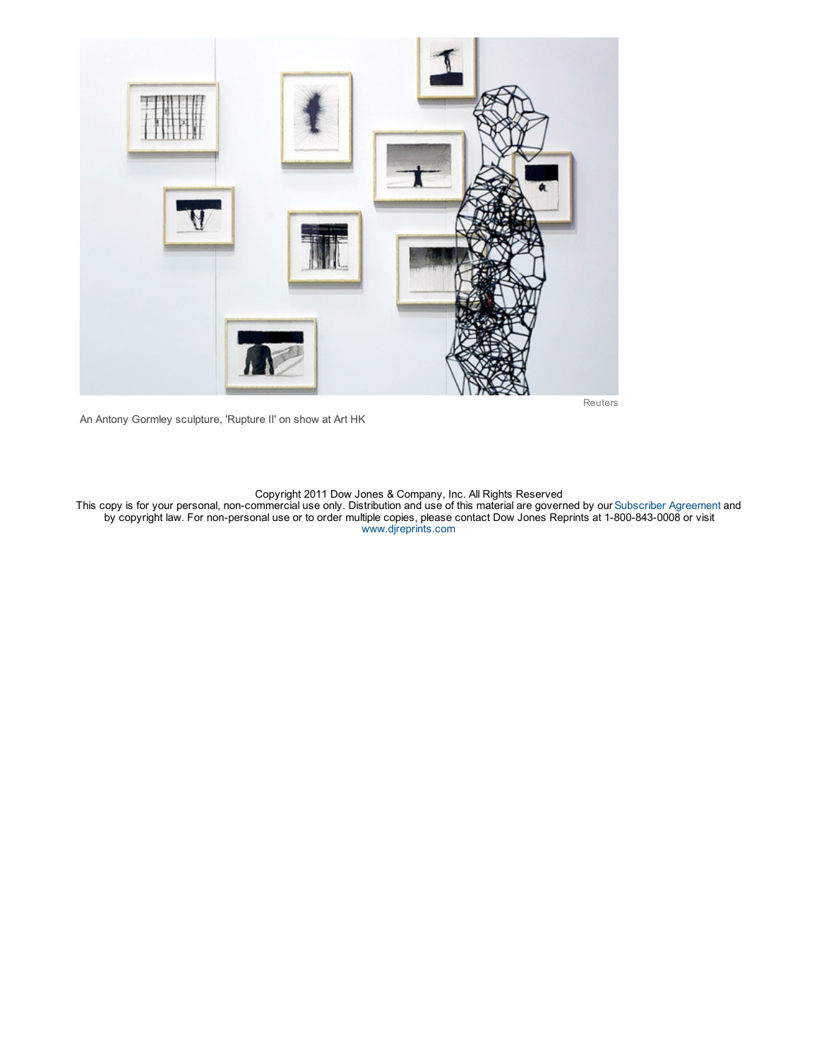Reuters

An Antony Gormley sculpture, 'Rupture II' on show at Art HK

Copyright 2011 Dow Jones & Company, Inc. All Rights Reserved
This copy is for your personal, non-commercial use only. Distribution and use of this material are governed by our Subscriber Agreement and by copyright law. For non-personal use or to order multiple copies, please contact Dow Jones Reprints at 1-800-843-0008 or visit www.djreprints.com